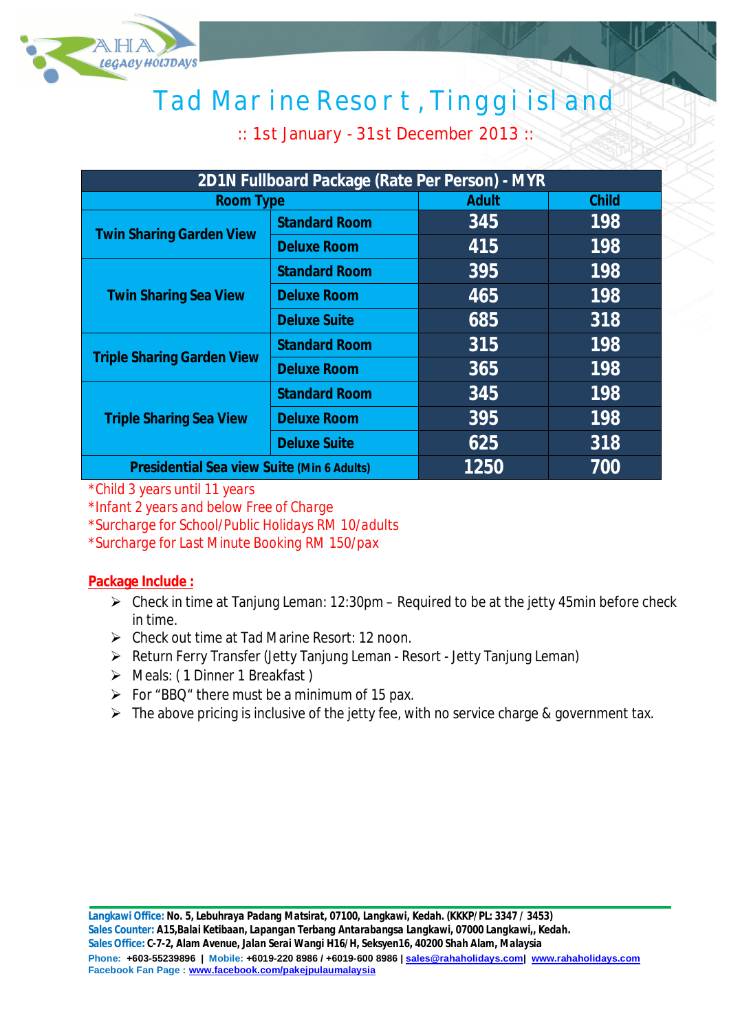# Tad Marine Resort, Tinggi island

:: 1st January - 31st December 2013 ::

| 2D1N Fullboard Package (Rate Per Person) - MYR | | | |
|---|---|---|---|
| Room Type | | Adult | Child |
| Twin Sharing Garden View | Standard Room | 345 | 198 |
| | Deluxe Room | 415 | 198 |
| Twin Sharing Sea View | Standard Room | 395 | 198 |
| | Deluxe Room | 465 | 198 |
| | Deluxe Suite | 685 | 318 |
| Triple Sharing Garden View | Standard Room | 315 | 198 |
| | Deluxe Room | 365 | 198 |
| Triple Sharing Sea View | Standard Room | 345 | 198 |
| | Deluxe Room | 395 | 198 |
| | Deluxe Suite | 625 | 318 |
| Presidential Sea view Suite (Min 6 Adults) | | 1250 | 700 |

*Child 3 years until 11 years
*Infant 2 years and below Free of Charge
*Surcharge for School/Public Holidays RM 10/adults
*Surcharge for Last Minute Booking RM 150/pax

**Package Include :**

- Check in time at Tanjung Leman: 12:30pm – Required to be at the jetty 45min before check in time.
- Check out time at Tad Marine Resort: 12 noon.
- Return Ferry Transfer (Jetty Tanjung Leman - Resort - Jetty Tanjung Leman)
- Meals: ( 1 Dinner 1 Breakfast )
- For "BBQ" there must be a minimum of 15 pax.
- The above pricing is inclusive of the jetty fee, with no service charge & government tax.

**Langkawi Office:** No. 5, Lebuhraya Padang Matsirat, 07100, Langkawi, Kedah. (KKKP/PL: 3347 / 3453)
**Sales Counter:** A15,Balai Ketibaan, Lapangan Terbang Antarabangsa Langkawi, 07000 Langkawi,, Kedah.
**Sales Office:** C-7-2, Alam Avenue, Jalan Serai Wangi H16/H, Seksyen16, 40200 Shah Alam, Malaysia
**Phone:** +603-55239896 | **Mobile:** +6019-220 8986 / +6019-600 8986 | sales@rahaholidays.com | www.rahaholidays.com
**Facebook Fan Page :** www.facebook.com/pakejpulaumalaysia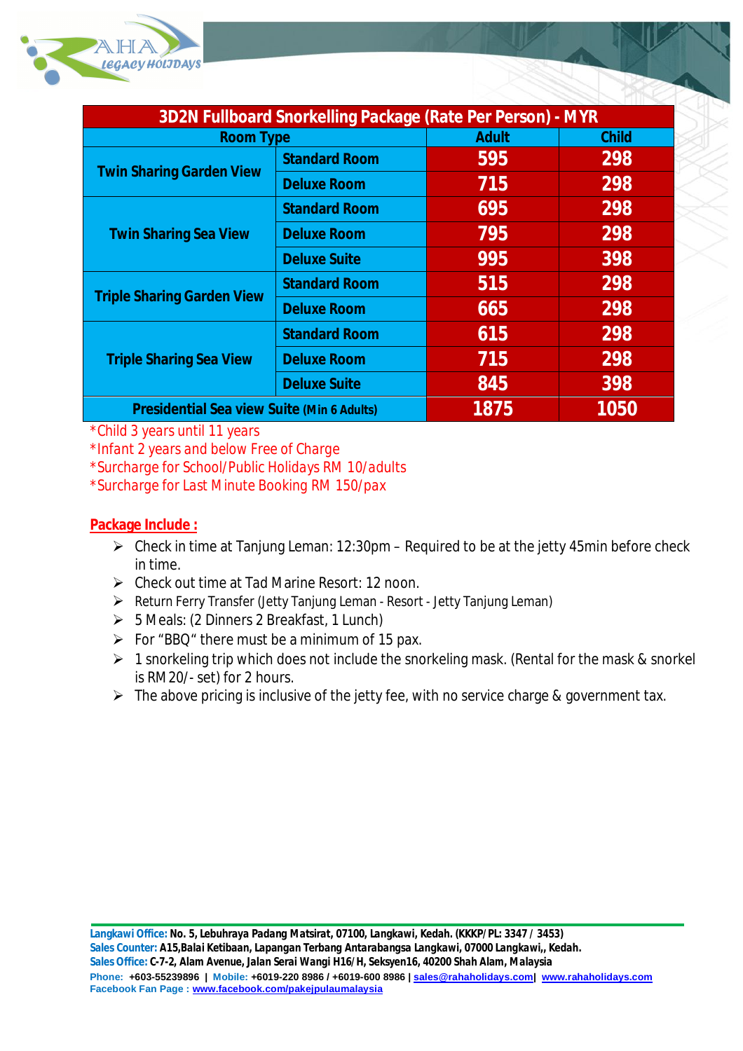| 3D2N Fullboard Snorkelling Package (Rate Per Person) - MYR | | | |
|---|---|---|---|
| Room Type | | Adult | Child |
| Twin Sharing Garden View | Standard Room | 595 | 298 |
| | Deluxe Room | 715 | 298 |
| Twin Sharing Sea View | Standard Room | 695 | 298 |
| | Deluxe Room | 795 | 298 |
| | Deluxe Suite | 995 | 398 |
| Triple Sharing Garden View | Standard Room | 515 | 298 |
| | Deluxe Room | 665 | 298 |
| Triple Sharing Sea View | Standard Room | 615 | 298 |
| | Deluxe Room | 715 | 298 |
| | Deluxe Suite | 845 | 398 |
| Presidential Sea view Suite (Min 6 Adults) | | 1875 | 1050 |

*Child 3 years until 11 years
*Infant 2 years and below Free of Charge
*Surcharge for School/Public Holidays RM 10/adults
*Surcharge for Last Minute Booking RM 150/pax

**Package Include :**

- Check in time at Tanjung Leman: 12:30pm – Required to be at the jetty 45min before check in time.
- Check out time at Tad Marine Resort: 12 noon.
- Return Ferry Transfer (Jetty Tanjung Leman - Resort - Jetty Tanjung Leman)
- 5 Meals: (2 Dinners 2 Breakfast, 1 Lunch)
- For "BBQ" there must be a minimum of 15 pax.
- 1 snorkeling trip which does not include the snorkeling mask. (Rental for the mask & snorkel is RM20/- set) for 2 hours.
- The above pricing is inclusive of the jetty fee, with no service charge & government tax.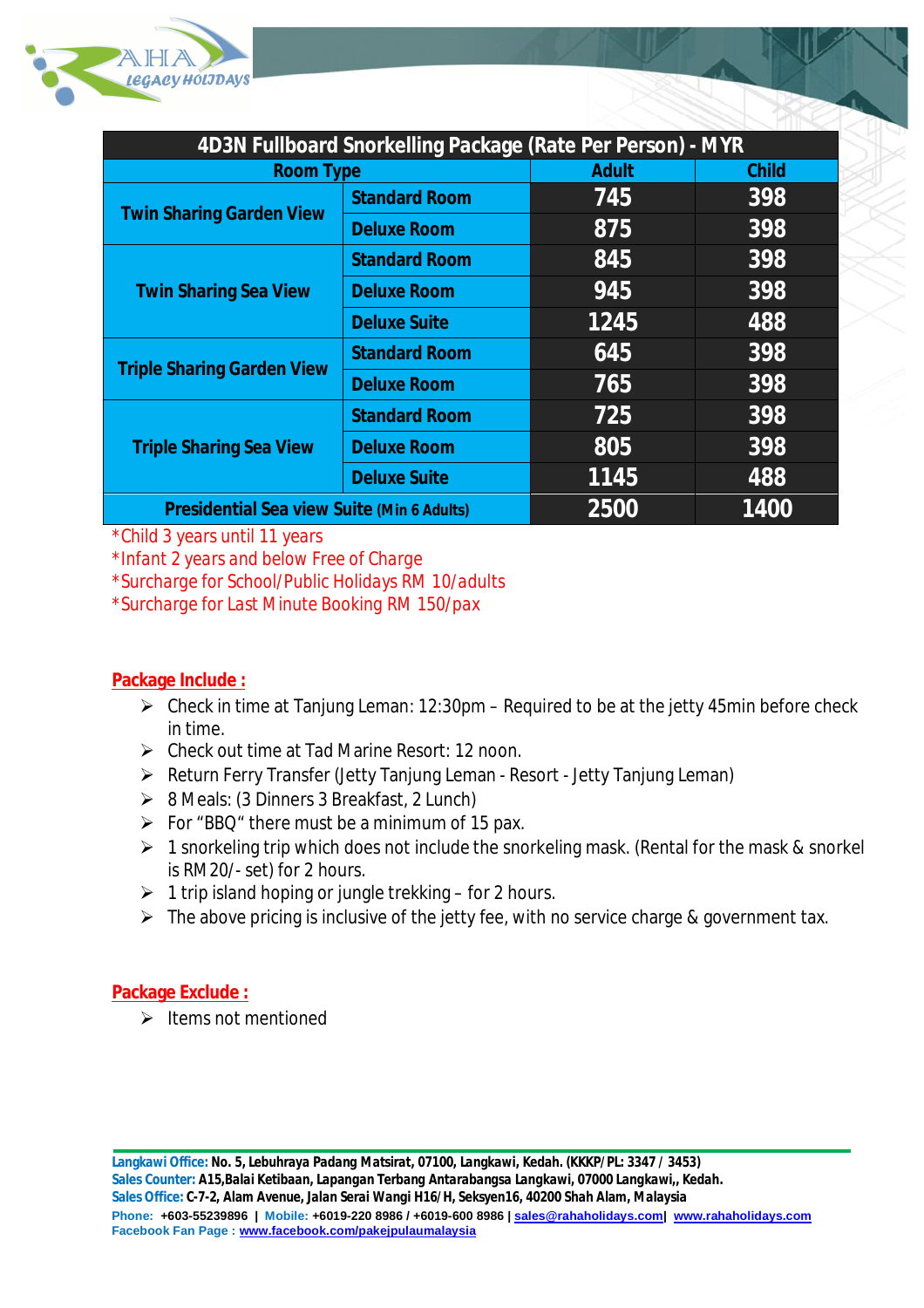| 4D3N Fullboard Snorkelling Package (Rate Per Person) - MYR | | | |
|---|---|---|---|
| **Room Type** | | **Adult** | **Child** |
| Twin Sharing Garden View | Standard Room | 745 | 398 |
| | Deluxe Room | 875 | 398 |
| Twin Sharing Sea View | Standard Room | 845 | 398 |
| | Deluxe Room | 945 | 398 |
| | Deluxe Suite | 1245 | 488 |
| Triple Sharing Garden View | Standard Room | 645 | 398 |
| | Deluxe Room | 765 | 398 |
| Triple Sharing Sea View | Standard Room | 725 | 398 |
| | Deluxe Room | 805 | 398 |
| | Deluxe Suite | 1145 | 488 |
| Presidential Sea view Suite (Min 6 Adults) | | 2500 | 1400 |

*Child 3 years until 11 years
*Infant 2 years and below Free of Charge
*Surcharge for School/Public Holidays RM 10/adults
*Surcharge for Last Minute Booking RM 150/pax

## Package Include :

- Check in time at Tanjung Leman: 12:30pm – Required to be at the jetty 45min before check in time.
- Check out time at Tad Marine Resort: 12 noon.
- Return Ferry Transfer (Jetty Tanjung Leman - Resort - Jetty Tanjung Leman)
- 8 Meals: (3 Dinners 3 Breakfast, 2 Lunch)
- For "BBQ" there must be a minimum of 15 pax.
- 1 snorkeling trip which does not include the snorkeling mask. (Rental for the mask & snorkel is RM20/- set) for 2 hours.
- 1 trip island hoping or jungle trekking – for 2 hours.
- The above pricing is inclusive of the jetty fee, with no service charge & government tax.

## Package Exclude :

- Items not mentioned

**Langkawi Office:** No. 5, Lebuhraya Padang Matsirat, 07100, Langkawi, Kedah. (KKKP/PL: 3347 / 3453)
**Sales Counter:** A15,Balai Ketibaan, Lapangan Terbang Antarabangsa Langkawi, 07000 Langkawi,, Kedah.
**Sales Office:** C-7-2, Alam Avenue, Jalan Serai Wangi H16/H, Seksyen16, 40200 Shah Alam, Malaysia
**Phone:** +603-55239896 | **Mobile:** +6019-220 8986 / +6019-600 8986 | sales@rahaholidays.com | www.rahaholidays.com
**Facebook Fan Page :** www.facebook.com/pakejpulaumalaysia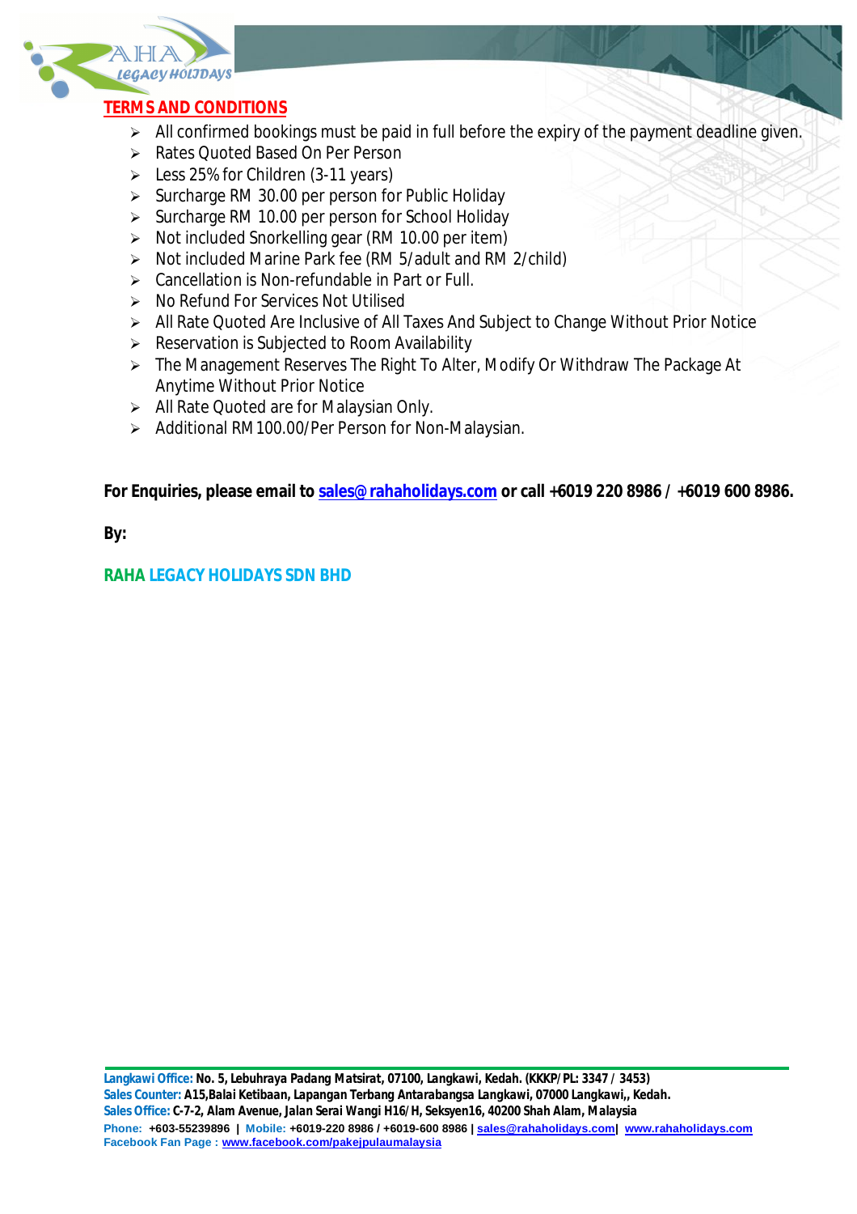## TERMS AND CONDITIONS

- All confirmed bookings must be paid in full before the expiry of the payment deadline given.
- Rates Quoted Based On Per Person
- Less 25% for Children (3-11 years)
- Surcharge RM 30.00 per person for Public Holiday
- Surcharge RM 10.00 per person for School Holiday
- Not included Snorkelling gear (RM 10.00 per item)
- Not included Marine Park fee (RM 5/adult and RM 2/child)
- Cancellation is Non-refundable in Part or Full.
- No Refund For Services Not Utilised
- All Rate Quoted Are Inclusive of All Taxes And Subject to Change Without Prior Notice
- Reservation is Subjected to Room Availability
- The Management Reserves The Right To Alter, Modify Or Withdraw The Package At Anytime Without Prior Notice
- All Rate Quoted are for Malaysian Only.
- Additional RM100.00/Per Person for Non-Malaysian.

**For Enquiries, please email to sales@rahaholidays.com or call +6019 220 8986 / +6019 600 8986.**

**By:**

**RAHA LEGACY HOLIDAYS SDN BHD**

**Langkawi Office:** No. 5, Lebuhraya Padang Matsirat, 07100, Langkawi, Kedah. (KKKP/PL: 3347 / 3453)
**Sales Counter:** A15,Balai Ketibaan, Lapangan Terbang Antarabangsa Langkawi, 07000 Langkawi,, Kedah.
**Sales Office:** C-7-2, Alam Avenue, Jalan Serai Wangi H16/H, Seksyen16, 40200 Shah Alam, Malaysia
**Phone:** +603-55239896 | **Mobile:** +6019-220 8986 / +6019-600 8986 | sales@rahaholidays.com | www.rahaholidays.com
**Facebook Fan Page :** www.facebook.com/pakejpulaumalaysia